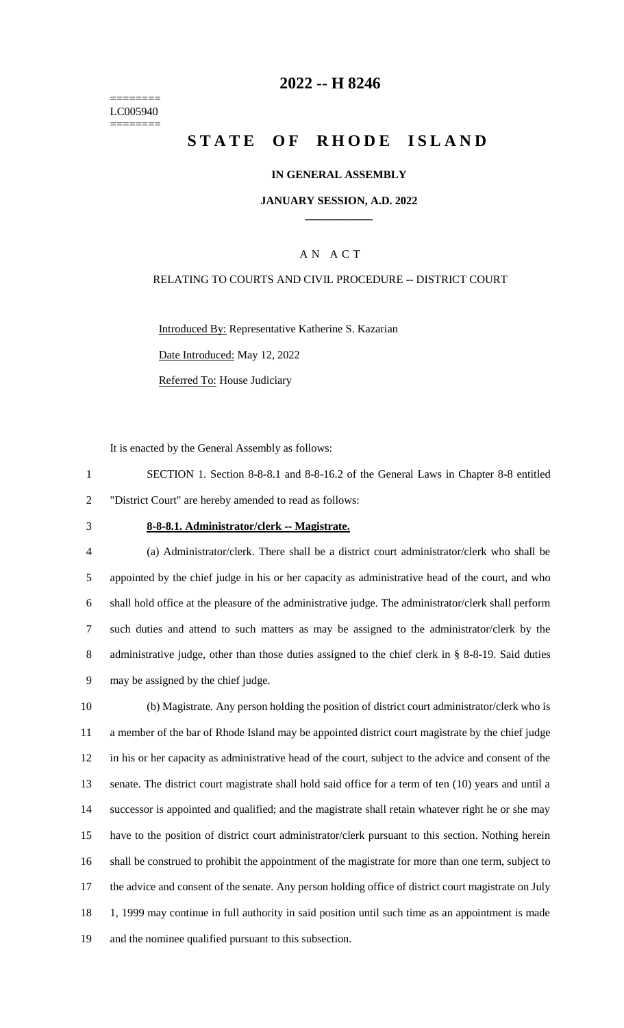========
LC005940
========

# 2022 -- H 8246

# STATE OF RHODE ISLAND

**IN GENERAL ASSEMBLY**

**JANUARY SESSION, A.D. 2022**

____________

A N A C T

RELATING TO COURTS AND CIVIL PROCEDURE -- DISTRICT COURT

Introduced By: Representative Katherine S. Kazarian

Date Introduced: May 12, 2022

Referred To: House Judiciary

It is enacted by the General Assembly as follows:

1 SECTION 1. Section 8-8-8.1 and 8-8-16.2 of the General Laws in Chapter 8-8 entitled
2 "District Court" are hereby amended to read as follows:

3 **8-8-8.1. Administrator/clerk -- Magistrate.**

4 (a) Administrator/clerk. There shall be a district court administrator/clerk who shall be
5 appointed by the chief judge in his or her capacity as administrative head of the court, and who
6 shall hold office at the pleasure of the administrative judge. The administrator/clerk shall perform
7 such duties and attend to such matters as may be assigned to the administrator/clerk by the
8 administrative judge, other than those duties assigned to the chief clerk in § 8-8-19. Said duties
9 may be assigned by the chief judge.

10 (b) Magistrate. Any person holding the position of district court administrator/clerk who is
11 a member of the bar of Rhode Island may be appointed district court magistrate by the chief judge
12 in his or her capacity as administrative head of the court, subject to the advice and consent of the
13 senate. The district court magistrate shall hold said office for a term of ten (10) years and until a
14 successor is appointed and qualified; and the magistrate shall retain whatever right he or she may
15 have to the position of district court administrator/clerk pursuant to this section. Nothing herein
16 shall be construed to prohibit the appointment of the magistrate for more than one term, subject to
17 the advice and consent of the senate. Any person holding office of district court magistrate on July
18 1, 1999 may continue in full authority in said position until such time as an appointment is made
19 and the nominee qualified pursuant to this subsection.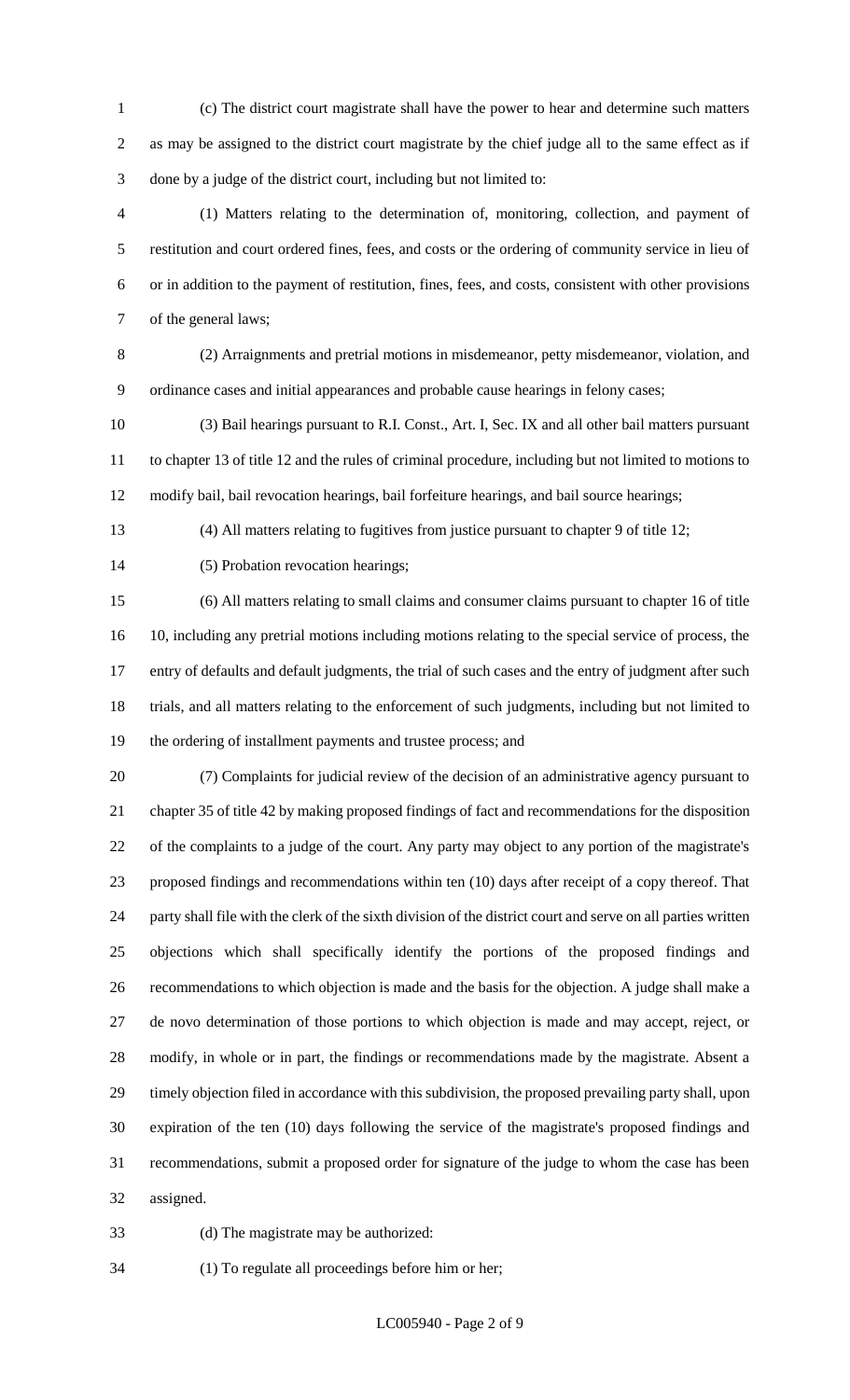(c) The district court magistrate shall have the power to hear and determine such matters as may be assigned to the district court magistrate by the chief judge all to the same effect as if done by a judge of the district court, including but not limited to:

(1) Matters relating to the determination of, monitoring, collection, and payment of restitution and court ordered fines, fees, and costs or the ordering of community service in lieu of or in addition to the payment of restitution, fines, fees, and costs, consistent with other provisions of the general laws;

(2) Arraignments and pretrial motions in misdemeanor, petty misdemeanor, violation, and ordinance cases and initial appearances and probable cause hearings in felony cases;

(3) Bail hearings pursuant to R.I. Const., Art. I, Sec. IX and all other bail matters pursuant to chapter 13 of title 12 and the rules of criminal procedure, including but not limited to motions to modify bail, bail revocation hearings, bail forfeiture hearings, and bail source hearings;

(4) All matters relating to fugitives from justice pursuant to chapter 9 of title 12;

(5) Probation revocation hearings;

(6) All matters relating to small claims and consumer claims pursuant to chapter 16 of title 10, including any pretrial motions including motions relating to the special service of process, the entry of defaults and default judgments, the trial of such cases and the entry of judgment after such trials, and all matters relating to the enforcement of such judgments, including but not limited to the ordering of installment payments and trustee process; and

(7) Complaints for judicial review of the decision of an administrative agency pursuant to chapter 35 of title 42 by making proposed findings of fact and recommendations for the disposition of the complaints to a judge of the court. Any party may object to any portion of the magistrate's proposed findings and recommendations within ten (10) days after receipt of a copy thereof. That party shall file with the clerk of the sixth division of the district court and serve on all parties written objections which shall specifically identify the portions of the proposed findings and recommendations to which objection is made and the basis for the objection. A judge shall make a de novo determination of those portions to which objection is made and may accept, reject, or modify, in whole or in part, the findings or recommendations made by the magistrate. Absent a timely objection filed in accordance with this subdivision, the proposed prevailing party shall, upon expiration of the ten (10) days following the service of the magistrate's proposed findings and recommendations, submit a proposed order for signature of the judge to whom the case has been assigned.

(d) The magistrate may be authorized:

(1) To regulate all proceedings before him or her;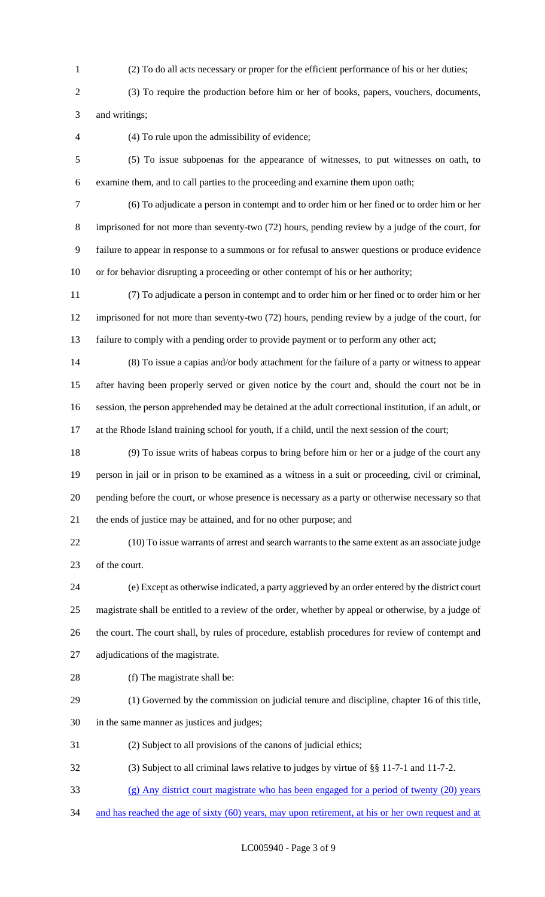(2) To do all acts necessary or proper for the efficient performance of his or her duties;

(3) To require the production before him or her of books, papers, vouchers, documents, and writings;

(4) To rule upon the admissibility of evidence;

(5) To issue subpoenas for the appearance of witnesses, to put witnesses on oath, to examine them, and to call parties to the proceeding and examine them upon oath;

(6) To adjudicate a person in contempt and to order him or her fined or to order him or her imprisoned for not more than seventy-two (72) hours, pending review by a judge of the court, for failure to appear in response to a summons or for refusal to answer questions or produce evidence or for behavior disrupting a proceeding or other contempt of his or her authority;

(7) To adjudicate a person in contempt and to order him or her fined or to order him or her imprisoned for not more than seventy-two (72) hours, pending review by a judge of the court, for failure to comply with a pending order to provide payment or to perform any other act;

(8) To issue a capias and/or body attachment for the failure of a party or witness to appear after having been properly served or given notice by the court and, should the court not be in session, the person apprehended may be detained at the adult correctional institution, if an adult, or at the Rhode Island training school for youth, if a child, until the next session of the court;

(9) To issue writs of habeas corpus to bring before him or her or a judge of the court any person in jail or in prison to be examined as a witness in a suit or proceeding, civil or criminal, pending before the court, or whose presence is necessary as a party or otherwise necessary so that the ends of justice may be attained, and for no other purpose; and

(10) To issue warrants of arrest and search warrants to the same extent as an associate judge of the court.

(e) Except as otherwise indicated, a party aggrieved by an order entered by the district court magistrate shall be entitled to a review of the order, whether by appeal or otherwise, by a judge of the court. The court shall, by rules of procedure, establish procedures for review of contempt and adjudications of the magistrate.

(f) The magistrate shall be:

(1) Governed by the commission on judicial tenure and discipline, chapter 16 of this title, in the same manner as justices and judges;

(2) Subject to all provisions of the canons of judicial ethics;

(3) Subject to all criminal laws relative to judges by virtue of §§ 11-7-1 and 11-7-2.

<u>(g) Any district court magistrate who has been engaged for a period of twenty (20) years and has reached the age of sixty (60) years, may upon retirement, at his or her own request and at</u>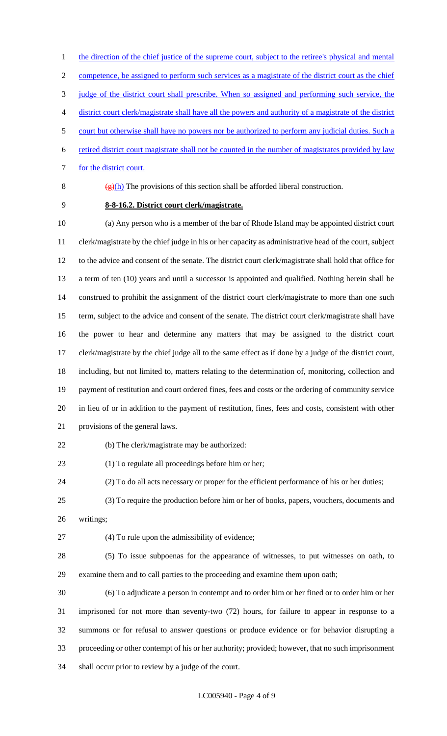the direction of the chief justice of the supreme court, subject to the retiree's physical and mental competence, be assigned to perform such services as a magistrate of the district court as the chief judge of the district court shall prescribe. When so assigned and performing such service, the district court clerk/magistrate shall have all the powers and authority of a magistrate of the district court but otherwise shall have no powers nor be authorized to perform any judicial duties. Such a retired district court magistrate shall not be counted in the number of magistrates provided by law for the district court.

~~(g)~~(h) The provisions of this section shall be afforded liberal construction.

**8-8-16.2. District court clerk/magistrate.**

(a) Any person who is a member of the bar of Rhode Island may be appointed district court clerk/magistrate by the chief judge in his or her capacity as administrative head of the court, subject to the advice and consent of the senate. The district court clerk/magistrate shall hold that office for a term of ten (10) years and until a successor is appointed and qualified. Nothing herein shall be construed to prohibit the assignment of the district court clerk/magistrate to more than one such term, subject to the advice and consent of the senate. The district court clerk/magistrate shall have the power to hear and determine any matters that may be assigned to the district court clerk/magistrate by the chief judge all to the same effect as if done by a judge of the district court, including, but not limited to, matters relating to the determination of, monitoring, collection and payment of restitution and court ordered fines, fees and costs or the ordering of community service in lieu of or in addition to the payment of restitution, fines, fees and costs, consistent with other provisions of the general laws.

(b) The clerk/magistrate may be authorized:

(1) To regulate all proceedings before him or her;

(2) To do all acts necessary or proper for the efficient performance of his or her duties;

(3) To require the production before him or her of books, papers, vouchers, documents and writings;

(4) To rule upon the admissibility of evidence;

(5) To issue subpoenas for the appearance of witnesses, to put witnesses on oath, to examine them and to call parties to the proceeding and examine them upon oath;

(6) To adjudicate a person in contempt and to order him or her fined or to order him or her imprisoned for not more than seventy-two (72) hours, for failure to appear in response to a summons or for refusal to answer questions or produce evidence or for behavior disrupting a proceeding or other contempt of his or her authority; provided; however, that no such imprisonment shall occur prior to review by a judge of the court.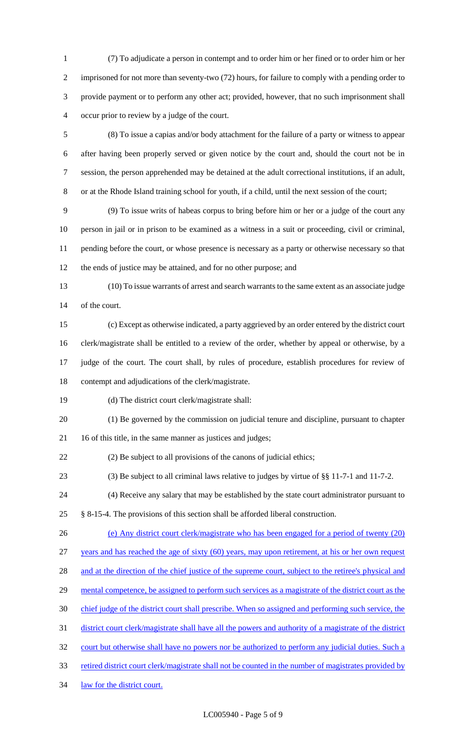(7) To adjudicate a person in contempt and to order him or her fined or to order him or her imprisoned for not more than seventy-two (72) hours, for failure to comply with a pending order to provide payment or to perform any other act; provided, however, that no such imprisonment shall occur prior to review by a judge of the court.

(8) To issue a capias and/or body attachment for the failure of a party or witness to appear after having been properly served or given notice by the court and, should the court not be in session, the person apprehended may be detained at the adult correctional institutions, if an adult, or at the Rhode Island training school for youth, if a child, until the next session of the court;

(9) To issue writs of habeas corpus to bring before him or her or a judge of the court any person in jail or in prison to be examined as a witness in a suit or proceeding, civil or criminal, pending before the court, or whose presence is necessary as a party or otherwise necessary so that the ends of justice may be attained, and for no other purpose; and

(10) To issue warrants of arrest and search warrants to the same extent as an associate judge of the court.

(c) Except as otherwise indicated, a party aggrieved by an order entered by the district court clerk/magistrate shall be entitled to a review of the order, whether by appeal or otherwise, by a judge of the court. The court shall, by rules of procedure, establish procedures for review of contempt and adjudications of the clerk/magistrate.

(d) The district court clerk/magistrate shall:

(1) Be governed by the commission on judicial tenure and discipline, pursuant to chapter 16 of this title, in the same manner as justices and judges;

(2) Be subject to all provisions of the canons of judicial ethics;

(3) Be subject to all criminal laws relative to judges by virtue of §§ 11-7-1 and 11-7-2.

(4) Receive any salary that may be established by the state court administrator pursuant to § 8-15-4. The provisions of this section shall be afforded liberal construction.

(e) Any district court clerk/magistrate who has been engaged for a period of twenty (20) years and has reached the age of sixty (60) years, may upon retirement, at his or her own request and at the direction of the chief justice of the supreme court, subject to the retiree's physical and mental competence, be assigned to perform such services as a magistrate of the district court as the chief judge of the district court shall prescribe. When so assigned and performing such service, the district court clerk/magistrate shall have all the powers and authority of a magistrate of the district court but otherwise shall have no powers nor be authorized to perform any judicial duties. Such a retired district court clerk/magistrate shall not be counted in the number of magistrates provided by law for the district court.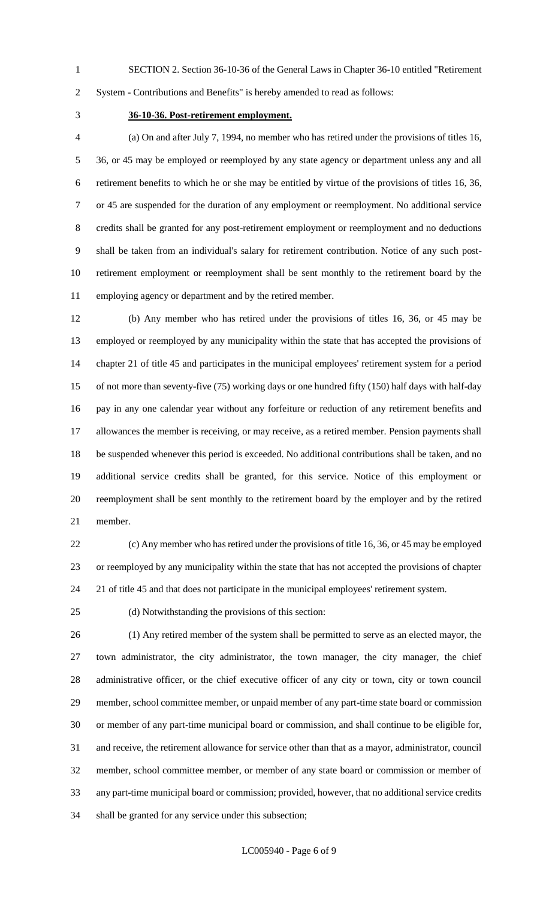SECTION 2. Section 36-10-36 of the General Laws in Chapter 36-10 entitled "Retirement System - Contributions and Benefits" is hereby amended to read as follows:

**36-10-36. Post-retirement employment.**

(a) On and after July 7, 1994, no member who has retired under the provisions of titles 16, 36, or 45 may be employed or reemployed by any state agency or department unless any and all retirement benefits to which he or she may be entitled by virtue of the provisions of titles 16, 36, or 45 are suspended for the duration of any employment or reemployment. No additional service credits shall be granted for any post-retirement employment or reemployment and no deductions shall be taken from an individual's salary for retirement contribution. Notice of any such post-retirement employment or reemployment shall be sent monthly to the retirement board by the employing agency or department and by the retired member.

(b) Any member who has retired under the provisions of titles 16, 36, or 45 may be employed or reemployed by any municipality within the state that has accepted the provisions of chapter 21 of title 45 and participates in the municipal employees' retirement system for a period of not more than seventy-five (75) working days or one hundred fifty (150) half days with half-day pay in any one calendar year without any forfeiture or reduction of any retirement benefits and allowances the member is receiving, or may receive, as a retired member. Pension payments shall be suspended whenever this period is exceeded. No additional contributions shall be taken, and no additional service credits shall be granted, for this service. Notice of this employment or reemployment shall be sent monthly to the retirement board by the employer and by the retired member.

(c) Any member who has retired under the provisions of title 16, 36, or 45 may be employed or reemployed by any municipality within the state that has not accepted the provisions of chapter 21 of title 45 and that does not participate in the municipal employees' retirement system.

(d) Notwithstanding the provisions of this section:

(1) Any retired member of the system shall be permitted to serve as an elected mayor, the town administrator, the city administrator, the town manager, the city manager, the chief administrative officer, or the chief executive officer of any city or town, city or town council member, school committee member, or unpaid member of any part-time state board or commission or member of any part-time municipal board or commission, and shall continue to be eligible for, and receive, the retirement allowance for service other than that as a mayor, administrator, council member, school committee member, or member of any state board or commission or member of any part-time municipal board or commission; provided, however, that no additional service credits shall be granted for any service under this subsection;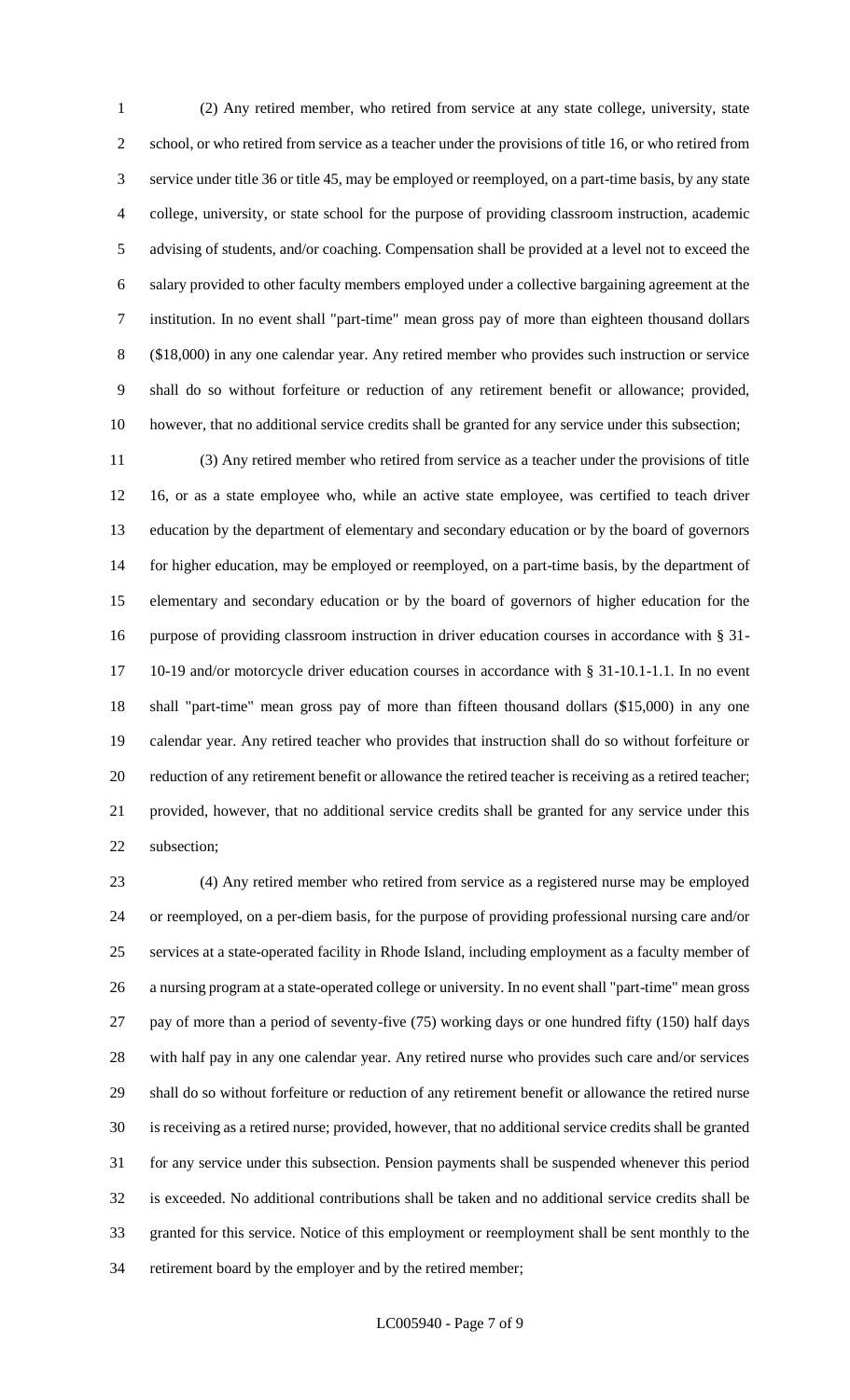(2) Any retired member, who retired from service at any state college, university, state school, or who retired from service as a teacher under the provisions of title 16, or who retired from service under title 36 or title 45, may be employed or reemployed, on a part-time basis, by any state college, university, or state school for the purpose of providing classroom instruction, academic advising of students, and/or coaching. Compensation shall be provided at a level not to exceed the salary provided to other faculty members employed under a collective bargaining agreement at the institution. In no event shall "part-time" mean gross pay of more than eighteen thousand dollars ($18,000) in any one calendar year. Any retired member who provides such instruction or service shall do so without forfeiture or reduction of any retirement benefit or allowance; provided, however, that no additional service credits shall be granted for any service under this subsection;

(3) Any retired member who retired from service as a teacher under the provisions of title 16, or as a state employee who, while an active state employee, was certified to teach driver education by the department of elementary and secondary education or by the board of governors for higher education, may be employed or reemployed, on a part-time basis, by the department of elementary and secondary education or by the board of governors of higher education for the purpose of providing classroom instruction in driver education courses in accordance with § 31-10-19 and/or motorcycle driver education courses in accordance with § 31-10.1-1.1. In no event shall "part-time" mean gross pay of more than fifteen thousand dollars ($15,000) in any one calendar year. Any retired teacher who provides that instruction shall do so without forfeiture or reduction of any retirement benefit or allowance the retired teacher is receiving as a retired teacher; provided, however, that no additional service credits shall be granted for any service under this subsection;

(4) Any retired member who retired from service as a registered nurse may be employed or reemployed, on a per-diem basis, for the purpose of providing professional nursing care and/or services at a state-operated facility in Rhode Island, including employment as a faculty member of a nursing program at a state-operated college or university. In no event shall "part-time" mean gross pay of more than a period of seventy-five (75) working days or one hundred fifty (150) half days with half pay in any one calendar year. Any retired nurse who provides such care and/or services shall do so without forfeiture or reduction of any retirement benefit or allowance the retired nurse is receiving as a retired nurse; provided, however, that no additional service credits shall be granted for any service under this subsection. Pension payments shall be suspended whenever this period is exceeded. No additional contributions shall be taken and no additional service credits shall be granted for this service. Notice of this employment or reemployment shall be sent monthly to the retirement board by the employer and by the retired member;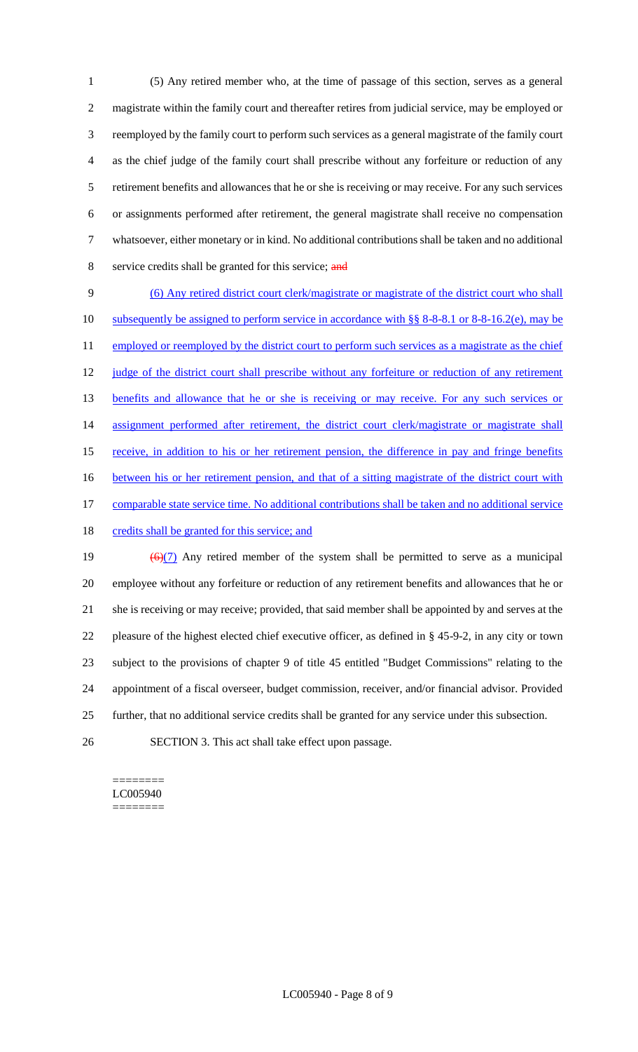(5) Any retired member who, at the time of passage of this section, serves as a general magistrate within the family court and thereafter retires from judicial service, may be employed or reemployed by the family court to perform such services as a general magistrate of the family court as the chief judge of the family court shall prescribe without any forfeiture or reduction of any retirement benefits and allowances that he or she is receiving or may receive. For any such services or assignments performed after retirement, the general magistrate shall receive no compensation whatsoever, either monetary or in kind. No additional contributions shall be taken and no additional service credits shall be granted for this service; ~~and~~

(6) Any retired district court clerk/magistrate or magistrate of the district court who shall subsequently be assigned to perform service in accordance with §§ 8-8-8.1 or 8-8-16.2(e), may be employed or reemployed by the district court to perform such services as a magistrate as the chief judge of the district court shall prescribe without any forfeiture or reduction of any retirement benefits and allowance that he or she is receiving or may receive. For any such services or assignment performed after retirement, the district court clerk/magistrate or magistrate shall receive, in addition to his or her retirement pension, the difference in pay and fringe benefits between his or her retirement pension, and that of a sitting magistrate of the district court with comparable state service time. No additional contributions shall be taken and no additional service credits shall be granted for this service; and

~~(6)~~(7) Any retired member of the system shall be permitted to serve as a municipal employee without any forfeiture or reduction of any retirement benefits and allowances that he or she is receiving or may receive; provided, that said member shall be appointed by and serves at the pleasure of the highest elected chief executive officer, as defined in § 45-9-2, in any city or town subject to the provisions of chapter 9 of title 45 entitled "Budget Commissions" relating to the appointment of a fiscal overseer, budget commission, receiver, and/or financial advisor. Provided further, that no additional service credits shall be granted for any service under this subsection.

SECTION 3. This act shall take effect upon passage.

========
LC005940
========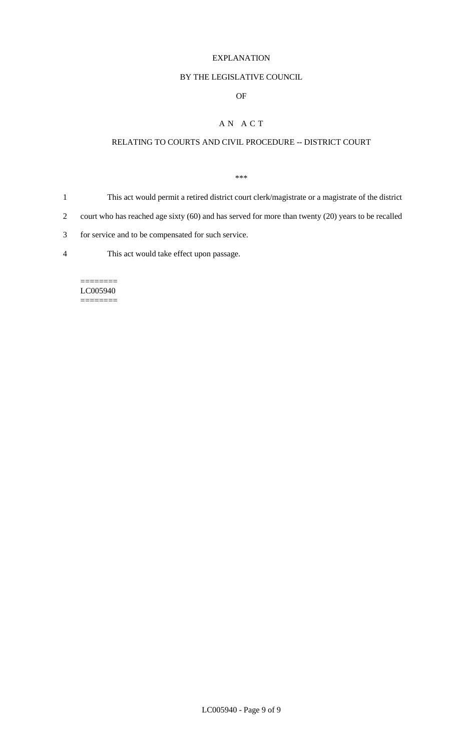EXPLANATION

BY THE LEGISLATIVE COUNCIL

OF

# A N A C T

RELATING TO COURTS AND CIVIL PROCEDURE -- DISTRICT COURT

***

1 This act would permit a retired district court clerk/magistrate or a magistrate of the district
2 court who has reached age sixty (60) and has served for more than twenty (20) years to be recalled
3 for service and to be compensated for such service.
4 This act would take effect upon passage.

========
LC005940
========